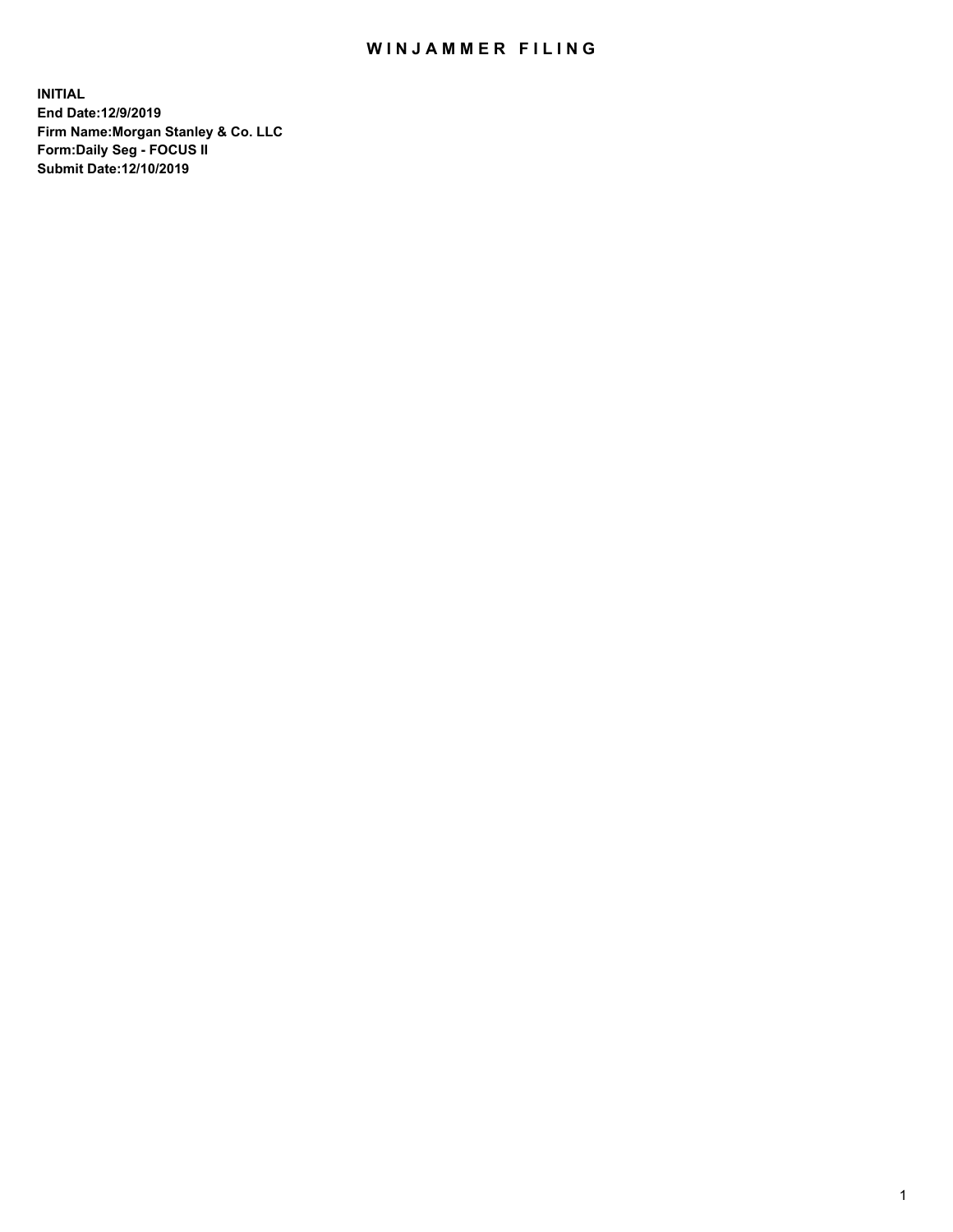# WINJAMMER FILING

**INITIAL**
**End Date:12/9/2019**
**Firm Name:Morgan Stanley & Co. LLC**
**Form:Daily Seg - FOCUS II**
**Submit Date:12/10/2019**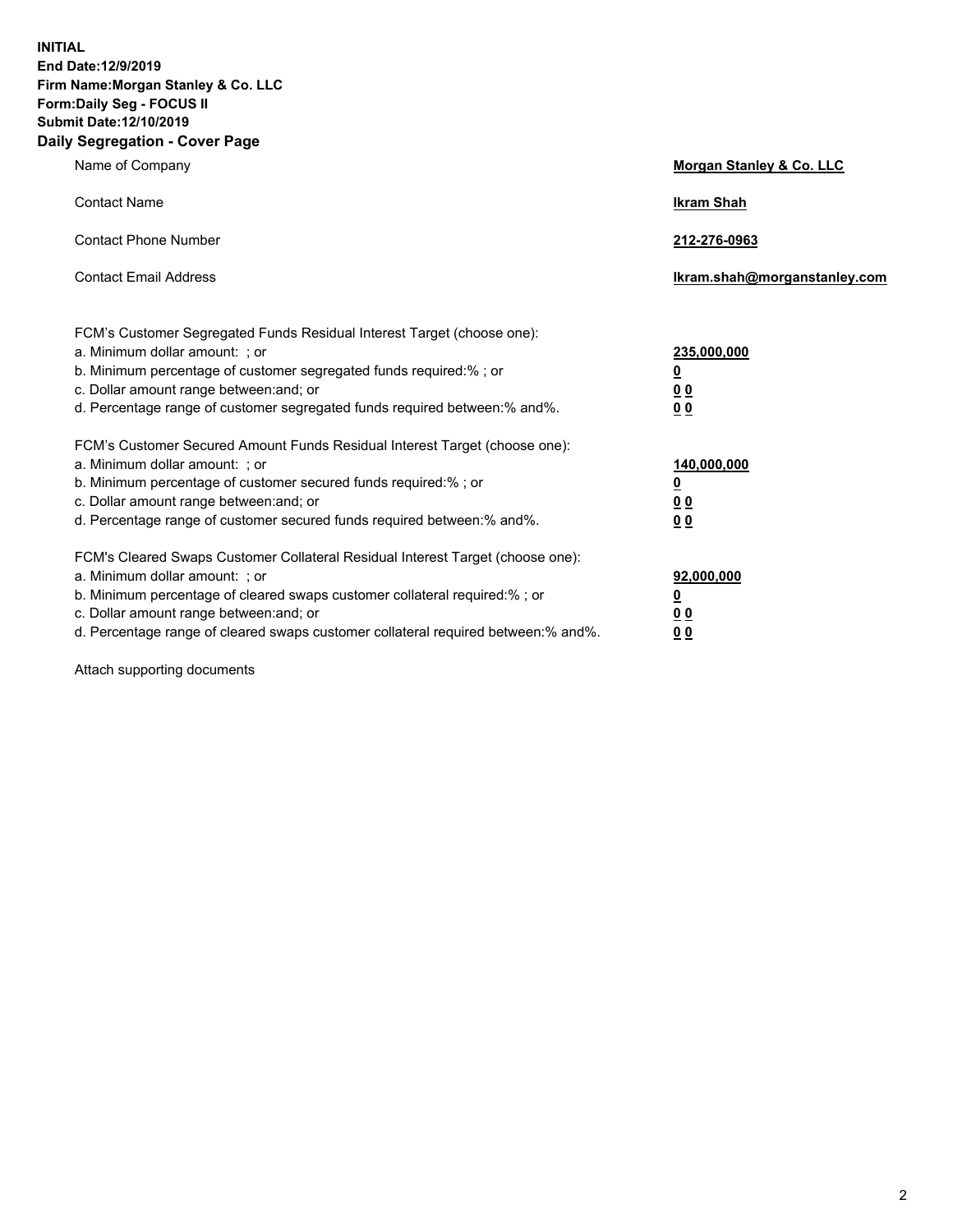**INITIAL**
**End Date:12/9/2019**
**Firm Name:Morgan Stanley & Co. LLC**
**Form:Daily Seg - FOCUS II**
**Submit Date:12/10/2019**
**Daily Segregation - Cover Page**

| | |
|---|---|
| Name of Company | **Morgan Stanley & Co. LLC** |
| Contact Name | **Ikram Shah** |
| Contact Phone Number | **212-276-0963** |
| Contact Email Address | **Ikram.shah@morganstanley.com** |

| | |
|---|---|
| FCM's Customer Segregated Funds Residual Interest Target (choose one): | |
| a. Minimum dollar amount: ; or | **235,000,000** |
| b. Minimum percentage of customer segregated funds required:% ; or | **0** |
| c. Dollar amount range between:and; or | **0 0** |
| d. Percentage range of customer segregated funds required between:% and%. | **0 0** |
| FCM's Customer Secured Amount Funds Residual Interest Target (choose one): | |
| a. Minimum dollar amount: ; or | **140,000,000** |
| b. Minimum percentage of customer secured funds required:% ; or | **0** |
| c. Dollar amount range between:and; or | **0 0** |
| d. Percentage range of customer secured funds required between:% and%. | **0 0** |
| FCM's Cleared Swaps Customer Collateral Residual Interest Target (choose one): | |
| a. Minimum dollar amount: ; or | **92,000,000** |
| b. Minimum percentage of cleared swaps customer collateral required:% ; or | **0** |
| c. Dollar amount range between:and; or | **0 0** |
| d. Percentage range of cleared swaps customer collateral required between:% and%. | **0 0** |

Attach supporting documents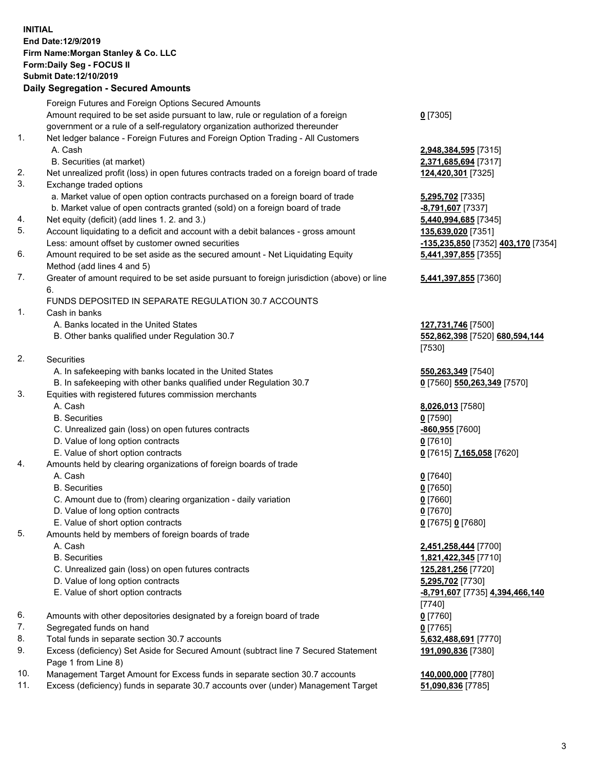**INITIAL**
**End Date:12/9/2019**
**Firm Name:Morgan Stanley & Co. LLC**
**Form:Daily Seg - FOCUS II**
**Submit Date:12/10/2019**

## Daily Segregation - Secured Amounts

| | | |
|---|---|---|
| | Foreign Futures and Foreign Options Secured Amounts | |
| | Amount required to be set aside pursuant to law, rule or regulation of a foreign government or a rule of a self-regulatory organization authorized thereunder | **0** [7305] |
| 1. | Net ledger balance - Foreign Futures and Foreign Option Trading - All Customers | |
| | A. Cash | **2,948,384,595** [7315] |
| | B. Securities (at market) | **2,371,685,694** [7317] |
| 2. | Net unrealized profit (loss) in open futures contracts traded on a foreign board of trade | **124,420,301** [7325] |
| 3. | Exchange traded options | |
| | a. Market value of open option contracts purchased on a foreign board of trade | **5,295,702** [7335] |
| | b. Market value of open contracts granted (sold) on a foreign board of trade | **-8,791,607** [7337] |
| 4. | Net equity (deficit) (add lines 1. 2. and 3.) | **5,440,994,685** [7345] |
| 5. | Account liquidating to a deficit and account with a debit balances - gross amount | **135,639,020** [7351] |
| | Less: amount offset by customer owned securities | **-135,235,850** [7352] **403,170** [7354] |
| 6. | Amount required to be set aside as the secured amount - Net Liquidating Equity Method (add lines 4 and 5) | **5,441,397,855** [7355] |
| 7. | Greater of amount required to be set aside pursuant to foreign jurisdiction (above) or line 6. | **5,441,397,855** [7360] |
| | FUNDS DEPOSITED IN SEPARATE REGULATION 30.7 ACCOUNTS | |
| 1. | Cash in banks | |
| | A. Banks located in the United States | **127,731,746** [7500] |
| | B. Other banks qualified under Regulation 30.7 | **552,862,398** [7520] **680,594,144** [7530] |
| 2. | Securities | |
| | A. In safekeeping with banks located in the United States | **550,263,349** [7540] |
| | B. In safekeeping with other banks qualified under Regulation 30.7 | **0** [7560] **550,263,349** [7570] |
| 3. | Equities with registered futures commission merchants | |
| | A. Cash | **8,026,013** [7580] |
| | B. Securities | **0** [7590] |
| | C. Unrealized gain (loss) on open futures contracts | **-860,955** [7600] |
| | D. Value of long option contracts | **0** [7610] |
| | E. Value of short option contracts | **0** [7615] **7,165,058** [7620] |
| 4. | Amounts held by clearing organizations of foreign boards of trade | |
| | A. Cash | **0** [7640] |
| | B. Securities | **0** [7650] |
| | C. Amount due to (from) clearing organization - daily variation | **0** [7660] |
| | D. Value of long option contracts | **0** [7670] |
| | E. Value of short option contracts | **0** [7675] **0** [7680] |
| 5. | Amounts held by members of foreign boards of trade | |
| | A. Cash | **2,451,258,444** [7700] |
| | B. Securities | **1,821,422,345** [7710] |
| | C. Unrealized gain (loss) on open futures contracts | **125,281,256** [7720] |
| | D. Value of long option contracts | **5,295,702** [7730] |
| | E. Value of short option contracts | **-8,791,607** [7735] **4,394,466,140** [7740] |
| 6. | Amounts with other depositories designated by a foreign board of trade | **0** [7760] |
| 7. | Segregated funds on hand | **0** [7765] |
| 8. | Total funds in separate section 30.7 accounts | **5,632,488,691** [7770] |
| 9. | Excess (deficiency) Set Aside for Secured Amount (subtract line 7 Secured Statement Page 1 from Line 8) | **191,090,836** [7380] |
| 10. | Management Target Amount for Excess funds in separate section 30.7 accounts | **140,000,000** [7780] |
| 11. | Excess (deficiency) funds in separate 30.7 accounts over (under) Management Target | **51,090,836** [7785] |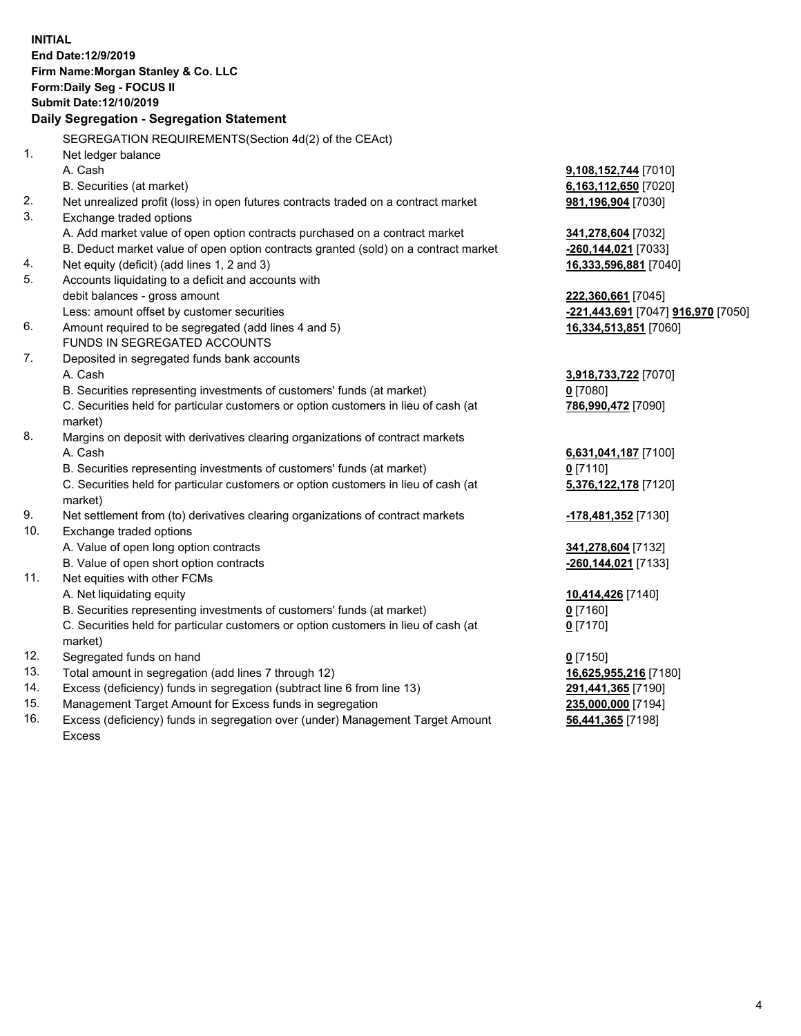**INITIAL**
**End Date:12/9/2019**
**Firm Name:Morgan Stanley & Co. LLC**
**Form:Daily Seg - FOCUS II**
**Submit Date:12/10/2019**

**Daily Segregation - Segregation Statement**

| | | |
|---|---|---|
| | SEGREGATION REQUIREMENTS(Section 4d(2) of the CEAct) | |
| 1. | Net ledger balance | |
| | A. Cash | **9,108,152,744** [7010] |
| | B. Securities (at market) | **6,163,112,650** [7020] |
| 2. | Net unrealized profit (loss) in open futures contracts traded on a contract market | **981,196,904** [7030] |
| 3. | Exchange traded options | |
| | A. Add market value of open option contracts purchased on a contract market | **341,278,604** [7032] |
| | B. Deduct market value of open option contracts granted (sold) on a contract market | **-260,144,021** [7033] |
| 4. | Net equity (deficit) (add lines 1, 2 and 3) | **16,333,596,881** [7040] |
| 5. | Accounts liquidating to a deficit and accounts with debit balances - gross amount | **222,360,661** [7045] |
| | Less: amount offset by customer securities | **-221,443,691** [7047] **916,970** [7050] |
| 6. | Amount required to be segregated (add lines 4 and 5) | **16,334,513,851** [7060] |
| | FUNDS IN SEGREGATED ACCOUNTS | |
| 7. | Deposited in segregated funds bank accounts | |
| | A. Cash | **3,918,733,722** [7070] |
| | B. Securities representing investments of customers' funds (at market) | **0** [7080] |
| | C. Securities held for particular customers or option customers in lieu of cash (at market) | **786,990,472** [7090] |
| 8. | Margins on deposit with derivatives clearing organizations of contract markets | |
| | A. Cash | **6,631,041,187** [7100] |
| | B. Securities representing investments of customers' funds (at market) | **0** [7110] |
| | C. Securities held for particular customers or option customers in lieu of cash (at market) | **5,376,122,178** [7120] |
| 9. | Net settlement from (to) derivatives clearing organizations of contract markets | **-178,481,352** [7130] |
| 10. | Exchange traded options | |
| | A. Value of open long option contracts | **341,278,604** [7132] |
| | B. Value of open short option contracts | **-260,144,021** [7133] |
| 11. | Net equities with other FCMs | |
| | A. Net liquidating equity | **10,414,426** [7140] |
| | B. Securities representing investments of customers' funds (at market) | **0** [7160] |
| | C. Securities held for particular customers or option customers in lieu of cash (at market) | **0** [7170] |
| 12. | Segregated funds on hand | **0** [7150] |
| 13. | Total amount in segregation (add lines 7 through 12) | **16,625,955,216** [7180] |
| 14. | Excess (deficiency) funds in segregation (subtract line 6 from line 13) | **291,441,365** [7190] |
| 15. | Management Target Amount for Excess funds in segregation | **235,000,000** [7194] |
| 16. | Excess (deficiency) funds in segregation over (under) Management Target Amount Excess | **56,441,365** [7198] |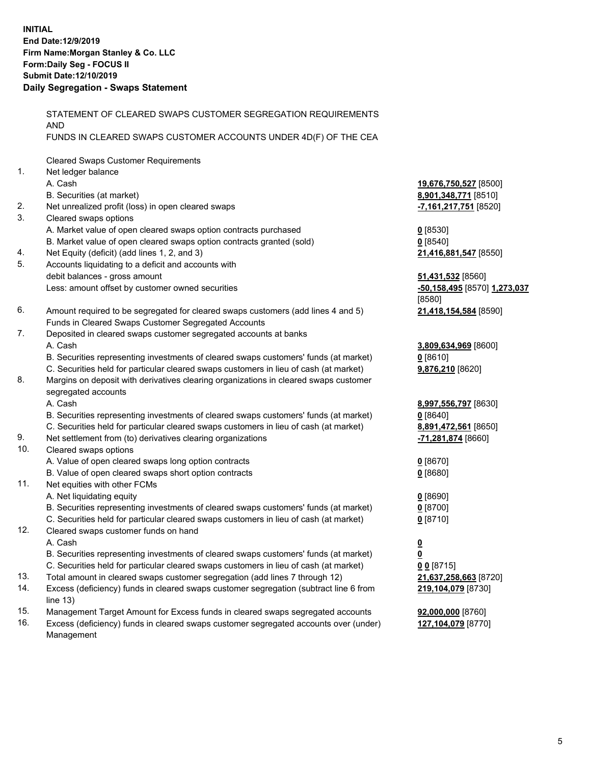**INITIAL**
**End Date:12/9/2019**
**Firm Name:Morgan Stanley & Co. LLC**
**Form:Daily Seg - FOCUS II**
**Submit Date:12/10/2019**
**Daily Segregation - Swaps Statement**

STATEMENT OF CLEARED SWAPS CUSTOMER SEGREGATION REQUIREMENTS AND FUNDS IN CLEARED SWAPS CUSTOMER ACCOUNTS UNDER 4D(F) OF THE CEA

| | | |
|---|---|---|
| | Cleared Swaps Customer Requirements | |
| 1. | Net ledger balance | |
| | A. Cash | **19,676,750,527** [8500] |
| | B. Securities (at market) | **8,901,348,771** [8510] |
| 2. | Net unrealized profit (loss) in open cleared swaps | **-7,161,217,751** [8520] |
| 3. | Cleared swaps options | |
| | A. Market value of open cleared swaps option contracts purchased | **0** [8530] |
| | B. Market value of open cleared swaps option contracts granted (sold) | **0** [8540] |
| 4. | Net Equity (deficit) (add lines 1, 2, and 3) | **21,416,881,547** [8550] |
| 5. | Accounts liquidating to a deficit and accounts with debit balances - gross amount | **51,431,532** [8560] |
| | Less: amount offset by customer owned securities | **-50,158,495** [8570] **1,273,037** [8580] |
| 6. | Amount required to be segregated for cleared swaps customers (add lines 4 and 5) | **21,418,154,584** [8590] |
| | Funds in Cleared Swaps Customer Segregated Accounts | |
| 7. | Deposited in cleared swaps customer segregated accounts at banks | |
| | A. Cash | **3,809,634,969** [8600] |
| | B. Securities representing investments of cleared swaps customers' funds (at market) | **0** [8610] |
| | C. Securities held for particular cleared swaps customers in lieu of cash (at market) | **9,876,210** [8620] |
| 8. | Margins on deposit with derivatives clearing organizations in cleared swaps customer segregated accounts | |
| | A. Cash | **8,997,556,797** [8630] |
| | B. Securities representing investments of cleared swaps customers' funds (at market) | **0** [8640] |
| | C. Securities held for particular cleared swaps customers in lieu of cash (at market) | **8,891,472,561** [8650] |
| 9. | Net settlement from (to) derivatives clearing organizations | **-71,281,874** [8660] |
| 10. | Cleared swaps options | |
| | A. Value of open cleared swaps long option contracts | **0** [8670] |
| | B. Value of open cleared swaps short option contracts | **0** [8680] |
| 11. | Net equities with other FCMs | |
| | A. Net liquidating equity | **0** [8690] |
| | B. Securities representing investments of cleared swaps customers' funds (at market) | **0** [8700] |
| | C. Securities held for particular cleared swaps customers in lieu of cash (at market) | **0** [8710] |
| 12. | Cleared swaps customer funds on hand | |
| | A. Cash | **0** |
| | B. Securities representing investments of cleared swaps customers' funds (at market) | **0** |
| | C. Securities held for particular cleared swaps customers in lieu of cash (at market) | **0** **0** [8715] |
| 13. | Total amount in cleared swaps customer segregation (add lines 7 through 12) | **21,637,258,663** [8720] |
| 14. | Excess (deficiency) funds in cleared swaps customer segregation (subtract line 6 from line 13) | **219,104,079** [8730] |
| 15. | Management Target Amount for Excess funds in cleared swaps segregated accounts | **92,000,000** [8760] |
| 16. | Excess (deficiency) funds in cleared swaps customer segregated accounts over (under) Management | **127,104,079** [8770] |